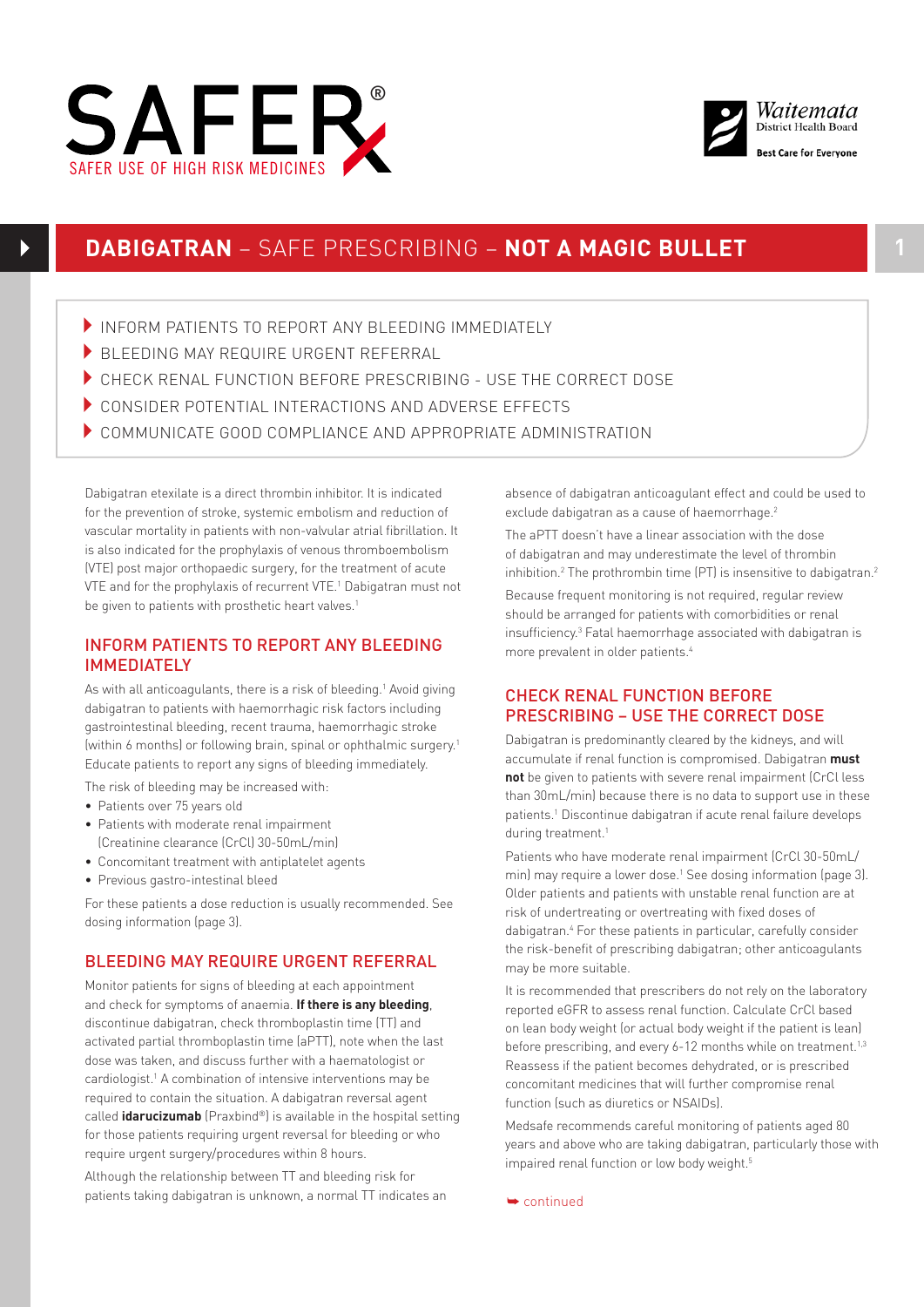# DABIGATRAN – SAFE PRESCRIBING – NOT A MAGIC BULLET

- INFORM PATIENTS TO REPORT ANY BLEEDING IMMEDIATELY
- BLEEDING MAY REQUIRE URGENT REFERRAL
- CHECK RENAL FUNCTION BEFORE PRESCRIBING - USE THE CORRECT DOSE
- CONSIDER POTENTIAL INTERACTIONS AND ADVERSE EFFECTS
- COMMUNICATE GOOD COMPLIANCE AND APPROPRIATE ADMINISTRATION

Dabigatran etexilate is a direct thrombin inhibitor. It is indicated for the prevention of stroke, systemic embolism and reduction of vascular mortality in patients with non-valvular atrial fibrillation. It is also indicated for the prophylaxis of venous thromboembolism (VTE) post major orthopaedic surgery, for the treatment of acute VTE and for the prophylaxis of recurrent VTE.[1] Dabigatran must not be given to patients with prosthetic heart valves.[1]

## INFORM PATIENTS TO REPORT ANY BLEEDING IMMEDIATELY

As with all anticoagulants, there is a risk of bleeding.[1] Avoid giving dabigatran to patients with haemorrhagic risk factors including gastrointestinal bleeding, recent trauma, haemorrhagic stroke (within 6 months) or following brain, spinal or ophthalmic surgery.[1] Educate patients to report any signs of bleeding immediately.

The risk of bleeding may be increased with:

- Patients over 75 years old
- Patients with moderate renal impairment (Creatinine clearance (CrCl) 30-50mL/min)
- Concomitant treatment with antiplatelet agents
- Previous gastro-intestinal bleed

For these patients a dose reduction is usually recommended. See dosing information (page 3).

## BLEEDING MAY REQUIRE URGENT REFERRAL

Monitor patients for signs of bleeding at each appointment and check for symptoms of anaemia. **If there is any bleeding**, discontinue dabigatran, check thromboplastin time (TT) and activated partial thromboplastin time (aPTT), note when the last dose was taken, and discuss further with a haematologist or cardiologist.[1] A combination of intensive interventions may be required to contain the situation. A dabigatran reversal agent called **idarucizumab** (Praxbind®) is available in the hospital setting for those patients requiring urgent reversal for bleeding or who require urgent surgery/procedures within 8 hours.

Although the relationship between TT and bleeding risk for patients taking dabigatran is unknown, a normal TT indicates an absence of dabigatran anticoagulant effect and could be used to exclude dabigatran as a cause of haemorrhage.[2]

The aPTT doesn't have a linear association with the dose of dabigatran and may underestimate the level of thrombin inhibition.[2] The prothrombin time (PT) is insensitive to dabigatran.[2]

Because frequent monitoring is not required, regular review should be arranged for patients with comorbidities or renal insufficiency.[3] Fatal haemorrhage associated with dabigatran is more prevalent in older patients.[4]

## CHECK RENAL FUNCTION BEFORE PRESCRIBING – USE THE CORRECT DOSE

Dabigatran is predominantly cleared by the kidneys, and will accumulate if renal function is compromised. Dabigatran **must not** be given to patients with severe renal impairment (CrCl less than 30mL/min) because there is no data to support use in these patients.[1] Discontinue dabigatran if acute renal failure develops during treatment.[1]

Patients who have moderate renal impairment (CrCl 30-50mL/min) may require a lower dose.[1] See dosing information (page 3). Older patients and patients with unstable renal function are at risk of undertreating or overtreating with fixed doses of dabigatran.[4] For these patients in particular, carefully consider the risk-benefit of prescribing dabigatran; other anticoagulants may be more suitable.

It is recommended that prescribers do not rely on the laboratory reported eGFR to assess renal function. Calculate CrCl based on lean body weight (or actual body weight if the patient is lean) before prescribing, and every 6-12 months while on treatment.[1,3] Reassess if the patient becomes dehydrated, or is prescribed concomitant medicines that will further compromise renal function (such as diuretics or NSAIDs).

Medsafe recommends careful monitoring of patients aged 80 years and above who are taking dabigatran, particularly those with impaired renal function or low body weight.[5]

continued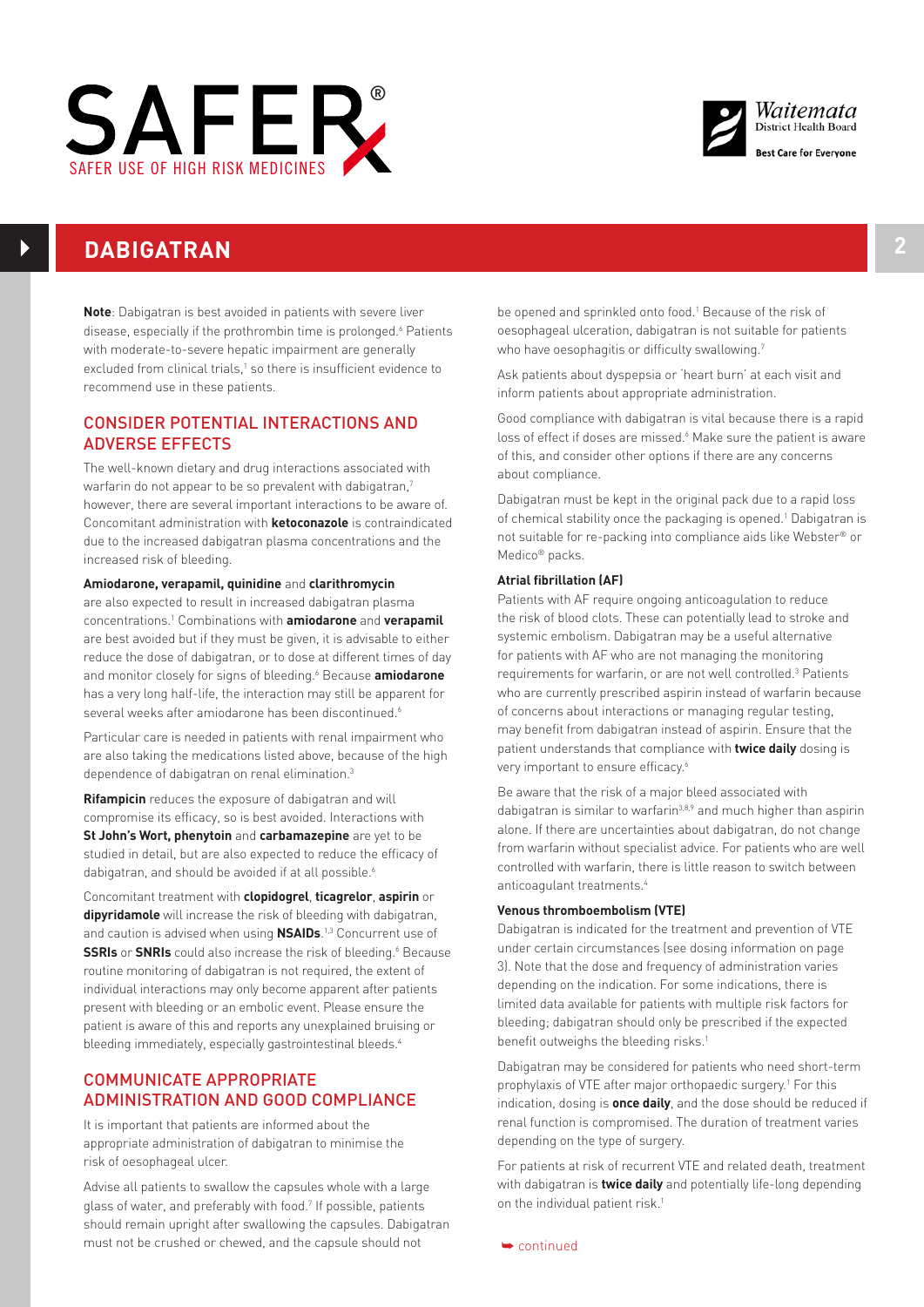## DABIGATRAN

**Note**: Dabigatran is best avoided in patients with severe liver disease, especially if the prothrombin time is prolonged.[6] Patients with moderate-to-severe hepatic impairment are generally excluded from clinical trials,[1] so there is insufficient evidence to recommend use in these patients.

### CONSIDER POTENTIAL INTERACTIONS AND ADVERSE EFFECTS

The well-known dietary and drug interactions associated with warfarin do not appear to be so prevalent with dabigatran,[7] however, there are several important interactions to be aware of. Concomitant administration with **ketoconazole** is contraindicated due to the increased dabigatran plasma concentrations and the increased risk of bleeding.

**Amiodarone, verapamil, quinidine** and **clarithromycin** are also expected to result in increased dabigatran plasma concentrations.[1] Combinations with **amiodarone** and **verapamil** are best avoided but if they must be given, it is advisable to either reduce the dose of dabigatran, or to dose at different times of day and monitor closely for signs of bleeding.[6] Because **amiodarone** has a very long half-life, the interaction may still be apparent for several weeks after amiodarone has been discontinued.[6]

Particular care is needed in patients with renal impairment who are also taking the medications listed above, because of the high dependence of dabigatran on renal elimination.[3]

**Rifampicin** reduces the exposure of dabigatran and will compromise its efficacy, so is best avoided. Interactions with **St John's Wort, phenytoin** and **carbamazepine** are yet to be studied in detail, but are also expected to reduce the efficacy of dabigatran, and should be avoided if at all possible.[6]

Concomitant treatment with **clopidogrel**, **ticagrelor**, **aspirin** or **dipyridamole** will increase the risk of bleeding with dabigatran, and caution is advised when using **NSAIDs**.[1,3] Concurrent use of **SSRIs** or **SNRIs** could also increase the risk of bleeding.[6] Because routine monitoring of dabigatran is not required, the extent of individual interactions may only become apparent after patients present with bleeding or an embolic event. Please ensure the patient is aware of this and reports any unexplained bruising or bleeding immediately, especially gastrointestinal bleeds.[4]

### COMMUNICATE APPROPRIATE ADMINISTRATION AND GOOD COMPLIANCE

It is important that patients are informed about the appropriate administration of dabigatran to minimise the risk of oesophageal ulcer.

Advise all patients to swallow the capsules whole with a large glass of water, and preferably with food.[7] If possible, patients should remain upright after swallowing the capsules. Dabigatran must not be crushed or chewed, and the capsule should not be opened and sprinkled onto food.[1] Because of the risk of oesophageal ulceration, dabigatran is not suitable for patients who have oesophagitis or difficulty swallowing.[7]

Ask patients about dyspepsia or 'heart burn' at each visit and inform patients about appropriate administration.

Good compliance with dabigatran is vital because there is a rapid loss of effect if doses are missed.[6] Make sure the patient is aware of this, and consider other options if there are any concerns about compliance.

Dabigatran must be kept in the original pack due to a rapid loss of chemical stability once the packaging is opened.[1] Dabigatran is not suitable for re-packing into compliance aids like Webster® or Medico® packs.

#### Atrial fibrillation (AF)

Patients with AF require ongoing anticoagulation to reduce the risk of blood clots. These can potentially lead to stroke and systemic embolism. Dabigatran may be a useful alternative for patients with AF who are not managing the monitoring requirements for warfarin, or are not well controlled.[3] Patients who are currently prescribed aspirin instead of warfarin because of concerns about interactions or managing regular testing, may benefit from dabigatran instead of aspirin. Ensure that the patient understands that compliance with **twice daily** dosing is very important to ensure efficacy.[6]

Be aware that the risk of a major bleed associated with dabigatran is similar to warfarin[3,8,9] and much higher than aspirin alone. If there are uncertainties about dabigatran, do not change from warfarin without specialist advice. For patients who are well controlled with warfarin, there is little reason to switch between anticoagulant treatments.[4]

#### Venous thromboembolism (VTE)

Dabigatran is indicated for the treatment and prevention of VTE under certain circumstances (see dosing information on page 3). Note that the dose and frequency of administration varies depending on the indication. For some indications, there is limited data available for patients with multiple risk factors for bleeding; dabigatran should only be prescribed if the expected benefit outweighs the bleeding risks.[1]

Dabigatran may be considered for patients who need short-term prophylaxis of VTE after major orthopaedic surgery.[1] For this indication, dosing is **once daily**, and the dose should be reduced if renal function is compromised. The duration of treatment varies depending on the type of surgery.

For patients at risk of recurrent VTE and related death, treatment with dabigatran is **twice daily** and potentially life-long depending on the individual patient risk.[1]

➥ continued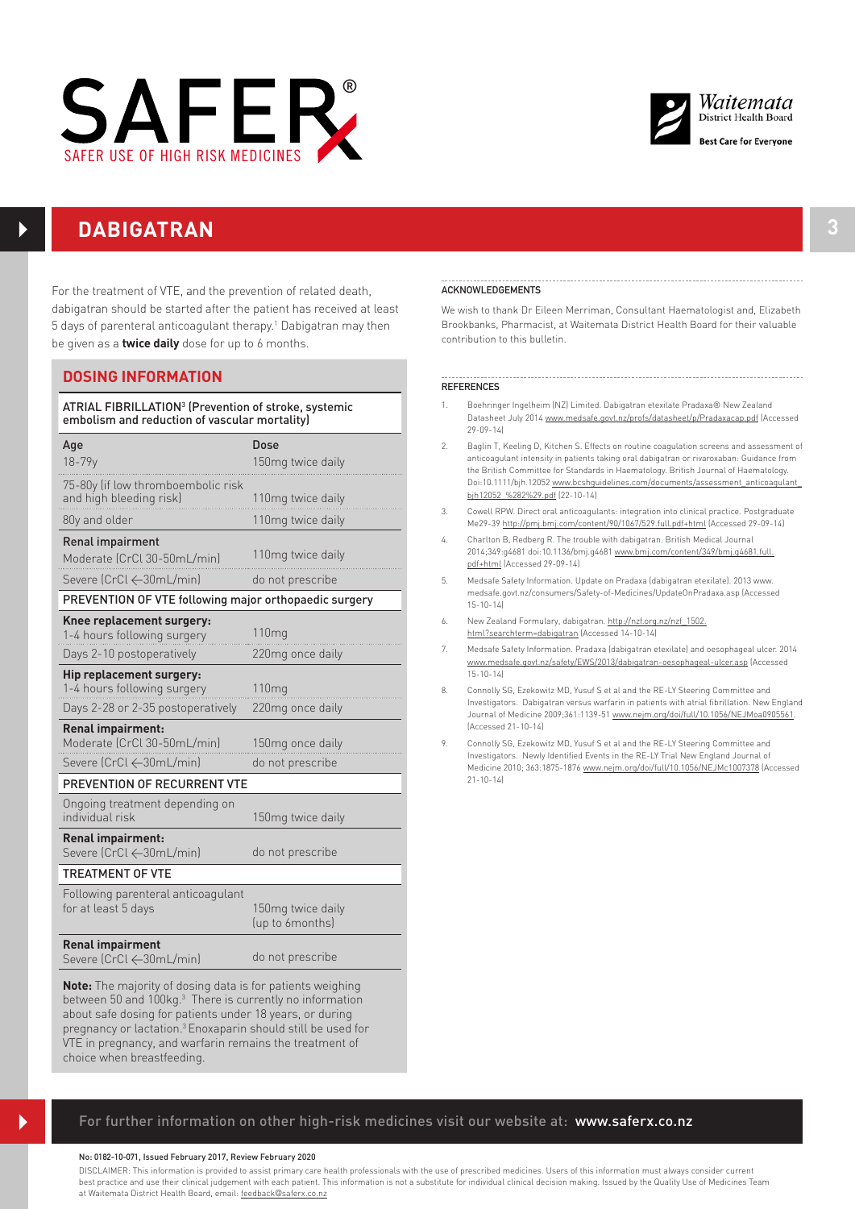# DABIGATRAN

For the treatment of VTE, and the prevention of related death, dabigatran should be started after the patient has received at least 5 days of parenteral anticoagulant therapy.[1] Dabigatran may then be given as a **twice daily** dose for up to 6 months.

## DOSING INFORMATION

| ATRIAL FIBRILLATION[3] (Prevention of stroke, systemic embolism and reduction of vascular mortality) | |
|---|---|
| Age | Dose |
| 18-79y | 150mg twice daily |
| 75-80y (if low thromboembolic risk and high bleeding risk) | 110mg twice daily |
| 80y and older | 110mg twice daily |
| **Renal impairment** | |
| Moderate (CrCl 30-50mL/min) | 110mg twice daily |
| Severe (CrCl <-30mL/min) | do not prescribe |
| **PREVENTION OF VTE following major orthopaedic surgery** | |
| **Knee replacement surgery:** | |
| 1-4 hours following surgery | 110mg |
| Days 2-10 postoperatively | 220mg once daily |
| **Hip replacement surgery:** | |
| 1-4 hours following surgery | 110mg |
| Days 2-28 or 2-35 postoperatively | 220mg once daily |
| **Renal impairment:** | |
| Moderate (CrCl 30-50mL/min) | 150mg once daily |
| Severe (CrCl <-30mL/min) | do not prescribe |
| **PREVENTION OF RECURRENT VTE** | |
| Ongoing treatment depending on individual risk | 150mg twice daily |
| **Renal impairment:** | |
| Severe (CrCl <-30mL/min) | do not prescribe |
| **TREATMENT OF VTE** | |
| Following parenteral anticoagulant for at least 5 days | 150mg twice daily (up to 6months) |
| **Renal impairment** | |
| Severe (CrCl <-30mL/min) | do not prescribe |

**Note:** The majority of dosing data is for patients weighing between 50 and 100kg.[3] There is currently no information about safe dosing for patients under 18 years, or during pregnancy or lactation.[3] Enoxaparin should still be used for VTE in pregnancy, and warfarin remains the treatment of choice when breastfeeding.

## ACKNOWLEDGEMENTS

We wish to thank Dr Eileen Merriman, Consultant Haematologist and, Elizabeth Brookbanks, Pharmacist, at Waitemata District Health Board for their valuable contribution to this bulletin.

## REFERENCES

1. Boehringer Ingelheim (NZ) Limited. Dabigatran etexilate Pradaxa® New Zealand Datasheet July 2014 www.medsafe.govt.nz/profs/datasheet/p/Pradaxacap.pdf (Accessed 29-09-14)
2. Baglin T, Keeling D, Kitchen S. Effects on routine coagulation screens and assessment of anticoagulant intensity in patients taking oral dabigatran or rivaroxaban: Guidance from the British Committee for Standards in Haematology. British Journal of Haematology. Doi:10.1111/bjh.12052 www.bcshguidelines.com/documents/assessment_anticoagulant_bjh12052_%282%29.pdf (22-10-14)
3. Cowell RPW. Direct oral anticoagulants: integration into clinical practice. Postgraduate Me29-39 http://pmj.bmj.com/content/90/1067/529.full.pdf+html (Accessed 29-09-14)
4. Charlton B, Redberg R. The trouble with dabigatran. British Medical Journal 2014;349:g4681 doi:10.1136/bmj.g4681 www.bmj.com/content/349/bmj.g4681.full.pdf+html (Accessed 29-09-14)
5. Medsafe Safety Information. Update on Pradaxa (dabigatran etexilate). 2013 www.medsafe.govt.nz/consumers/Safety-of-Medicines/UpdateOnPradaxa.asp (Accessed 15-10-14)
6. New Zealand Formulary, dabigatran. http://nzf.org.nz/nzf_1502.html?searchterm=dabigatran (Accessed 14-10-14)
7. Medsafe Safety Information. Pradaxa (dabigatran etexilate) and oesophageal ulcer. 2014 www.medsafe.govt.nz/safety/EWS/2013/dabigatran-oesophageal-ulcer.asp (Accessed 15-10-14)
8. Connolly SG, Ezekowitz MD, Yusuf S et al and the RE-LY Steering Committee and Investigators. Dabigatran versus warfarin in patients with atrial fibrillation. New England Journal of Medicine 2009;361:1139-51 www.nejm.org/doi/full/10.1056/NEJMoa0905561. (Accessed 21-10-14)
9. Connolly SG, Ezekowitz MD, Yusuf S et al and the RE-LY Steering Committee and Investigators. Newly Identified Events in the RE-LY Trial New England Journal of Medicine 2010; 363:1875-1876 www.nejm.org/doi/full/10.1056/NEJMc1007378 (Accessed 21-10-14)

For further information on other high-risk medicines visit our website at: www.saferx.co.nz

No: 0182-10-071, Issued February 2017, Review February 2020

DISCLAIMER: This information is provided to assist primary care health professionals with the use of prescribed medicines. Users of this information must always consider current best practice and use their clinical judgement with each patient. This information is not a substitute for individual clinical decision making. Issued by the Quality Use of Medicines Team at Waitemata District Health Board, email: feedback@saferx.co.nz